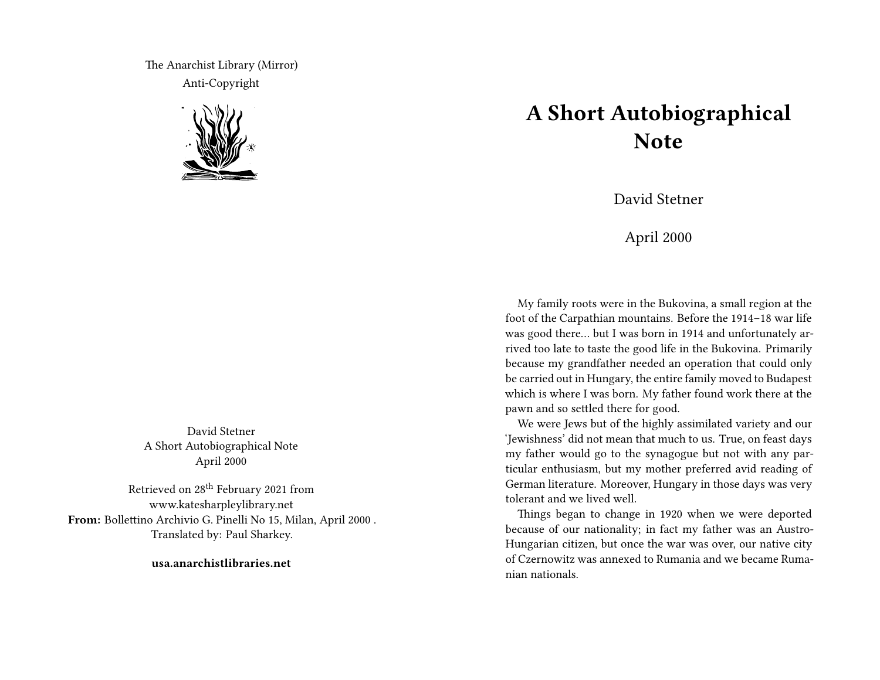The Anarchist Library (Mirror)
Anti-Copyright

David Stetner
A Short Autobiographical Note
April 2000

Retrieved on 28th February 2021 from www.katesharpleylibrary.net
**From:** Bollettino Archivio G. Pinelli No 15, Milan, April 2000 .
Translated by: Paul Sharkey.

**usa.anarchistlibraries.net**

# A Short Autobiographical Note

David Stetner

April 2000

My family roots were in the Bukovina, a small region at the foot of the Carpathian mountains. Before the 1914–18 war life was good there... but I was born in 1914 and unfortunately arrived too late to taste the good life in the Bukovina. Primarily because my grandfather needed an operation that could only be carried out in Hungary, the entire family moved to Budapest which is where I was born. My father found work there at the pawn and so settled there for good.

We were Jews but of the highly assimilated variety and our 'Jewishness' did not mean that much to us. True, on feast days my father would go to the synagogue but not with any particular enthusiasm, but my mother preferred avid reading of German literature. Moreover, Hungary in those days was very tolerant and we lived well.

Things began to change in 1920 when we were deported because of our nationality; in fact my father was an Austro-Hungarian citizen, but once the war was over, our native city of Czernowitz was annexed to Rumania and we became Rumanian nationals.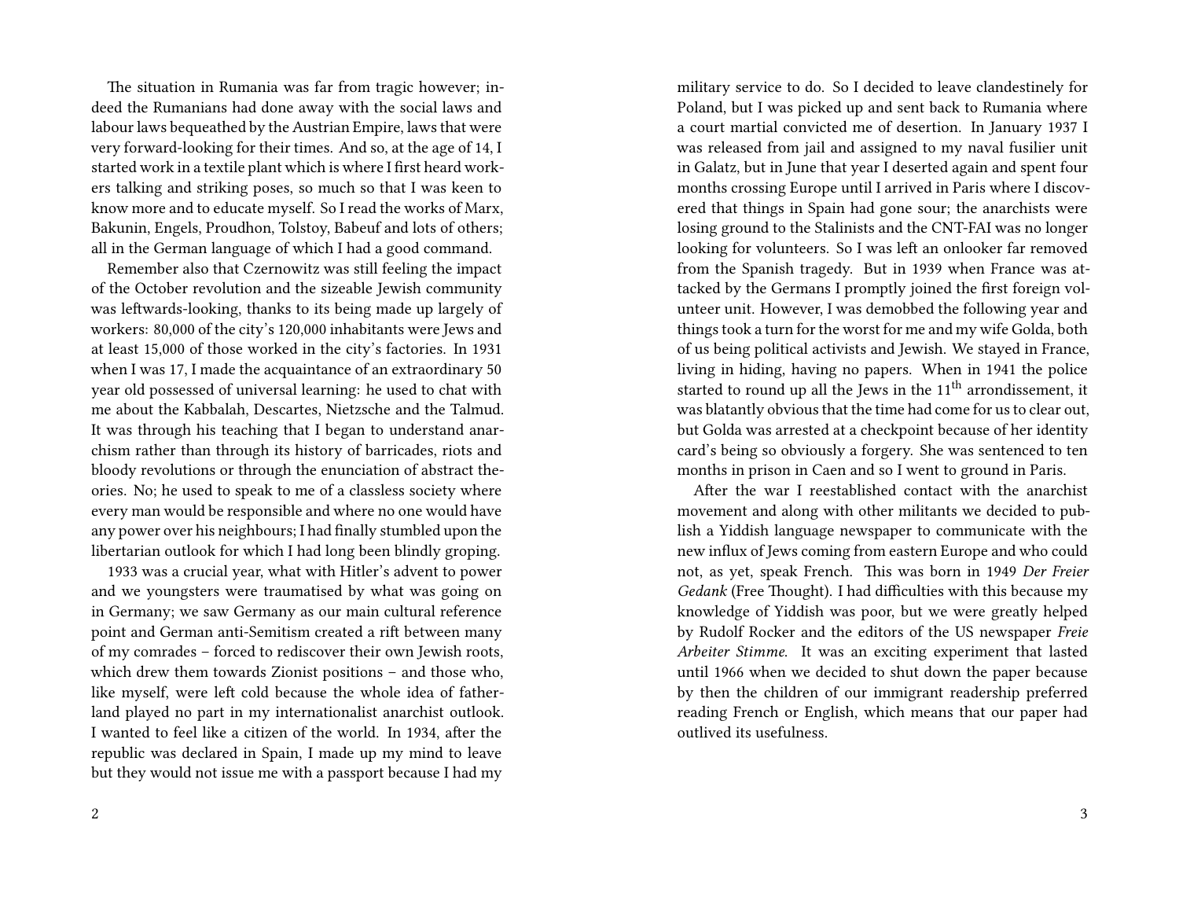The situation in Rumania was far from tragic however; indeed the Rumanians had done away with the social laws and labour laws bequeathed by the Austrian Empire, laws that were very forward-looking for their times. And so, at the age of 14, I started work in a textile plant which is where I first heard workers talking and striking poses, so much so that I was keen to know more and to educate myself. So I read the works of Marx, Bakunin, Engels, Proudhon, Tolstoy, Babeuf and lots of others; all in the German language of which I had a good command.

Remember also that Czernowitz was still feeling the impact of the October revolution and the sizeable Jewish community was leftwards-looking, thanks to its being made up largely of workers: 80,000 of the city's 120,000 inhabitants were Jews and at least 15,000 of those worked in the city's factories. In 1931 when I was 17, I made the acquaintance of an extraordinary 50 year old possessed of universal learning: he used to chat with me about the Kabbalah, Descartes, Nietzsche and the Talmud. It was through his teaching that I began to understand anarchism rather than through its history of barricades, riots and bloody revolutions or through the enunciation of abstract theories. No; he used to speak to me of a classless society where every man would be responsible and where no one would have any power over his neighbours; I had finally stumbled upon the libertarian outlook for which I had long been blindly groping.

1933 was a crucial year, what with Hitler's advent to power and we youngsters were traumatised by what was going on in Germany; we saw Germany as our main cultural reference point and German anti-Semitism created a rift between many of my comrades – forced to rediscover their own Jewish roots, which drew them towards Zionist positions – and those who, like myself, were left cold because the whole idea of fatherland played no part in my internationalist anarchist outlook. I wanted to feel like a citizen of the world. In 1934, after the republic was declared in Spain, I made up my mind to leave but they would not issue me with a passport because I had my military service to do. So I decided to leave clandestinely for Poland, but I was picked up and sent back to Rumania where a court martial convicted me of desertion. In January 1937 I was released from jail and assigned to my naval fusilier unit in Galatz, but in June that year I deserted again and spent four months crossing Europe until I arrived in Paris where I discovered that things in Spain had gone sour; the anarchists were losing ground to the Stalinists and the CNT-FAI was no longer looking for volunteers. So I was left an onlooker far removed from the Spanish tragedy. But in 1939 when France was attacked by the Germans I promptly joined the first foreign volunteer unit. However, I was demobbed the following year and things took a turn for the worst for me and my wife Golda, both of us being political activists and Jewish. We stayed in France, living in hiding, having no papers. When in 1941 the police started to round up all the Jews in the 11th arrondissement, it was blatantly obvious that the time had come for us to clear out, but Golda was arrested at a checkpoint because of her identity card's being so obviously a forgery. She was sentenced to ten months in prison in Caen and so I went to ground in Paris.

After the war I reestablished contact with the anarchist movement and along with other militants we decided to publish a Yiddish language newspaper to communicate with the new influx of Jews coming from eastern Europe and who could not, as yet, speak French. This was born in 1949 *Der Freier Gedank* (Free Thought). I had difficulties with this because my knowledge of Yiddish was poor, but we were greatly helped by Rudolf Rocker and the editors of the US newspaper *Freie Arbeiter Stimme*. It was an exciting experiment that lasted until 1966 when we decided to shut down the paper because by then the children of our immigrant readership preferred reading French or English, which means that our paper had outlived its usefulness.